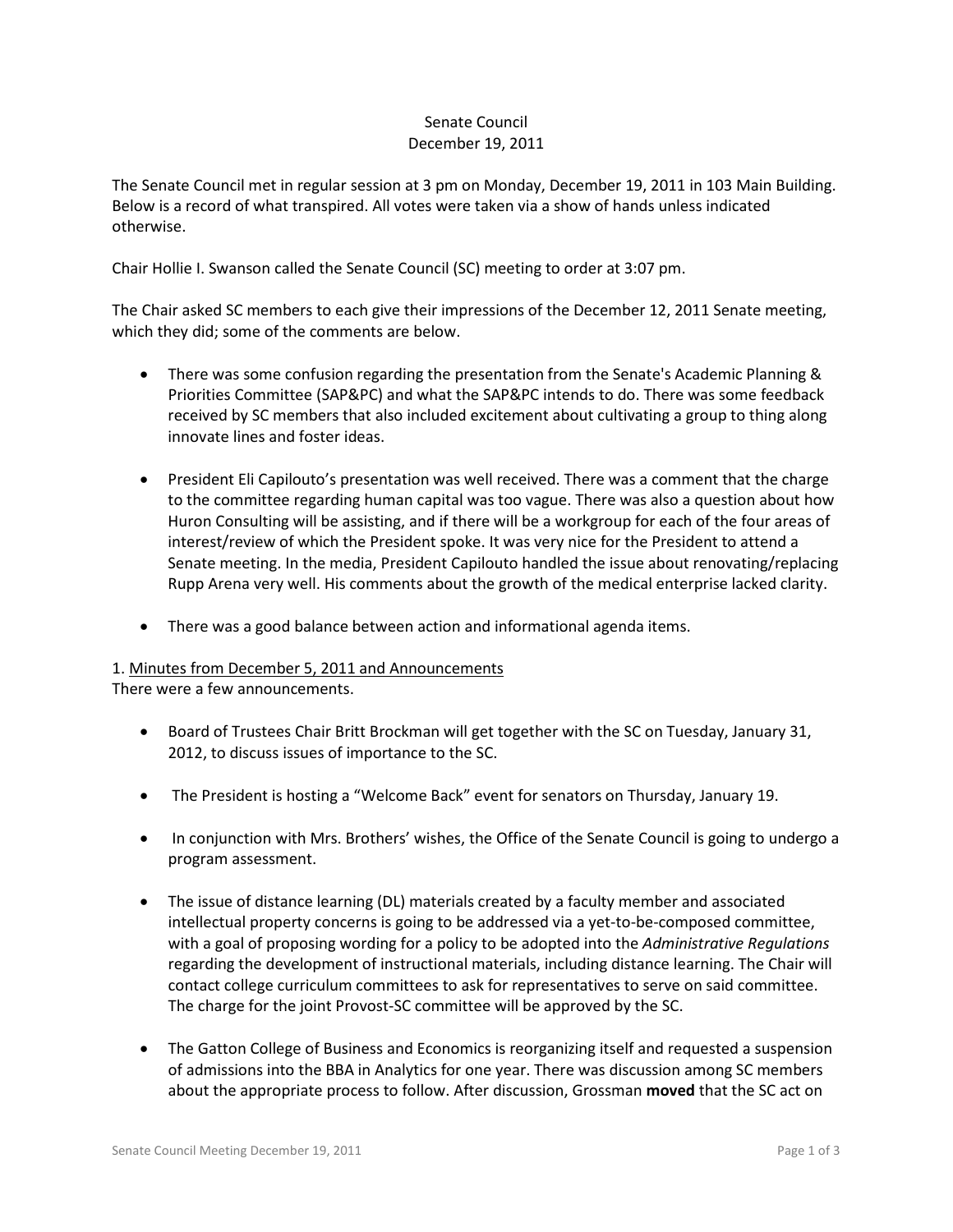Senate Council  
December 19, 2011

The Senate Council met in regular session at 3 pm on Monday, December 19, 2011 in 103 Main Building. Below is a record of what transpired. All votes were taken via a show of hands unless indicated otherwise.

Chair Hollie I. Swanson called the Senate Council (SC) meeting to order at 3:07 pm.

The Chair asked SC members to each give their impressions of the December 12, 2011 Senate meeting, which they did; some of the comments are below.

- There was some confusion regarding the presentation from the Senate's Academic Planning & Priorities Committee (SAP&PC) and what the SAP&PC intends to do. There was some feedback received by SC members that also included excitement about cultivating a group to thing along innovate lines and foster ideas.

- President Eli Capilouto's presentation was well received. There was a comment that the charge to the committee regarding human capital was too vague. There was also a question about how Huron Consulting will be assisting, and if there will be a workgroup for each of the four areas of interest/review of which the President spoke. It was very nice for the President to attend a Senate meeting. In the media, President Capilouto handled the issue about renovating/replacing Rupp Arena very well. His comments about the growth of the medical enterprise lacked clarity.

- There was a good balance between action and informational agenda items.

1. Minutes from December 5, 2011 and Announcements  
There were a few announcements.

- Board of Trustees Chair Britt Brockman will get together with the SC on Tuesday, January 31, 2012, to discuss issues of importance to the SC.

- The President is hosting a "Welcome Back" event for senators on Thursday, January 19.

- In conjunction with Mrs. Brothers' wishes, the Office of the Senate Council is going to undergo a program assessment.

- The issue of distance learning (DL) materials created by a faculty member and associated intellectual property concerns is going to be addressed via a yet-to-be-composed committee, with a goal of proposing wording for a policy to be adopted into the *Administrative Regulations* regarding the development of instructional materials, including distance learning. The Chair will contact college curriculum committees to ask for representatives to serve on said committee. The charge for the joint Provost-SC committee will be approved by the SC.

- The Gatton College of Business and Economics is reorganizing itself and requested a suspension of admissions into the BBA in Analytics for one year. There was discussion among SC members about the appropriate process to follow. After discussion, Grossman **moved** that the SC act on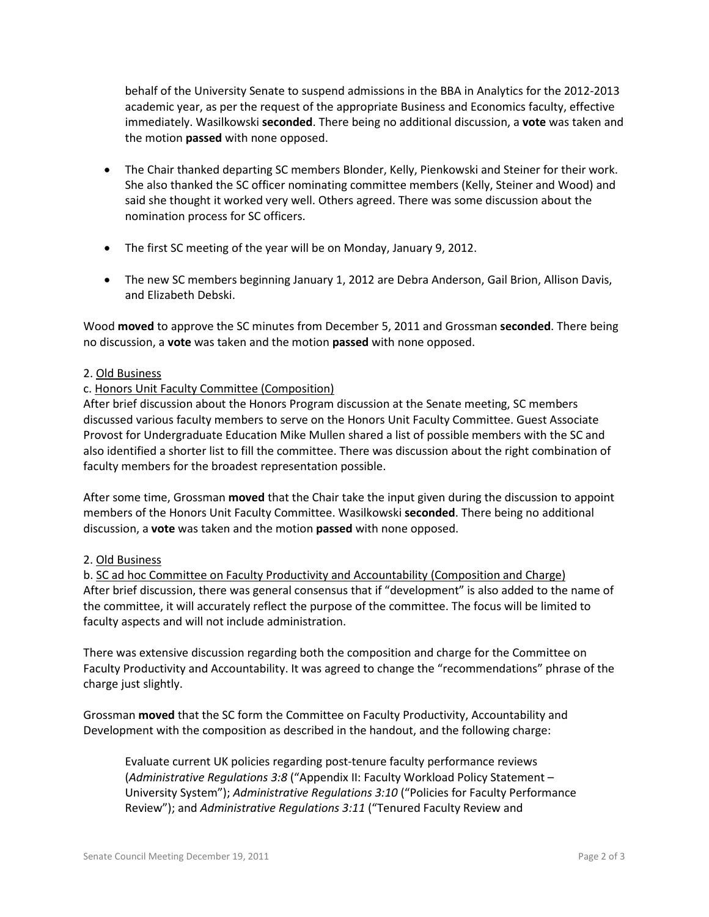behalf of the University Senate to suspend admissions in the BBA in Analytics for the 2012-2013 academic year, as per the request of the appropriate Business and Economics faculty, effective immediately. Wasilkowski **seconded**. There being no additional discussion, a **vote** was taken and the motion **passed** with none opposed.

- The Chair thanked departing SC members Blonder, Kelly, Pienkowski and Steiner for their work. She also thanked the SC officer nominating committee members (Kelly, Steiner and Wood) and said she thought it worked very well. Others agreed. There was some discussion about the nomination process for SC officers.

- The first SC meeting of the year will be on Monday, January 9, 2012.

- The new SC members beginning January 1, 2012 are Debra Anderson, Gail Brion, Allison Davis, and Elizabeth Debski.

Wood **moved** to approve the SC minutes from December 5, 2011 and Grossman **seconded**. There being no discussion, a **vote** was taken and the motion **passed** with none opposed.

2. Old Business

c. Honors Unit Faculty Committee (Composition)

After brief discussion about the Honors Program discussion at the Senate meeting, SC members discussed various faculty members to serve on the Honors Unit Faculty Committee. Guest Associate Provost for Undergraduate Education Mike Mullen shared a list of possible members with the SC and also identified a shorter list to fill the committee. There was discussion about the right combination of faculty members for the broadest representation possible.

After some time, Grossman **moved** that the Chair take the input given during the discussion to appoint members of the Honors Unit Faculty Committee. Wasilkowski **seconded**. There being no additional discussion, a **vote** was taken and the motion **passed** with none opposed.

2. Old Business

b. SC ad hoc Committee on Faculty Productivity and Accountability (Composition and Charge)

After brief discussion, there was general consensus that if "development" is also added to the name of the committee, it will accurately reflect the purpose of the committee. The focus will be limited to faculty aspects and will not include administration.

There was extensive discussion regarding both the composition and charge for the Committee on Faculty Productivity and Accountability. It was agreed to change the "recommendations" phrase of the charge just slightly.

Grossman **moved** that the SC form the Committee on Faculty Productivity, Accountability and Development with the composition as described in the handout, and the following charge:

> Evaluate current UK policies regarding post-tenure faculty performance reviews (*Administrative Regulations 3:8* ("Appendix II: Faculty Workload Policy Statement – University System"); *Administrative Regulations 3:10* ("Policies for Faculty Performance Review"); and *Administrative Regulations 3:11* ("Tenured Faculty Review and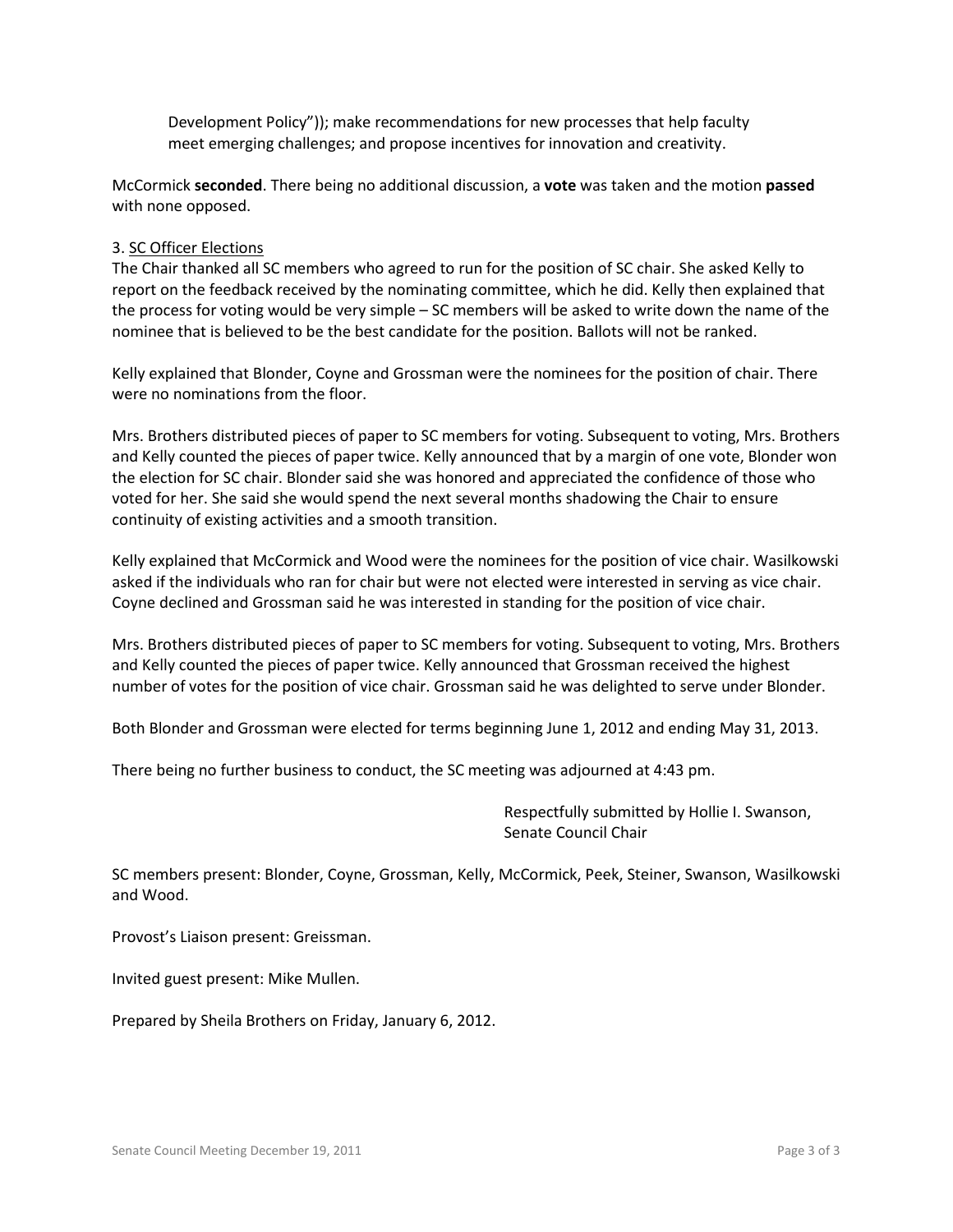Development Policy")); make recommendations for new processes that help faculty meet emerging challenges; and propose incentives for innovation and creativity.

McCormick **seconded**. There being no additional discussion, a **vote** was taken and the motion **passed** with none opposed.

3. SC Officer Elections

The Chair thanked all SC members who agreed to run for the position of SC chair. She asked Kelly to report on the feedback received by the nominating committee, which he did. Kelly then explained that the process for voting would be very simple – SC members will be asked to write down the name of the nominee that is believed to be the best candidate for the position. Ballots will not be ranked.

Kelly explained that Blonder, Coyne and Grossman were the nominees for the position of chair. There were no nominations from the floor.

Mrs. Brothers distributed pieces of paper to SC members for voting. Subsequent to voting, Mrs. Brothers and Kelly counted the pieces of paper twice. Kelly announced that by a margin of one vote, Blonder won the election for SC chair. Blonder said she was honored and appreciated the confidence of those who voted for her. She said she would spend the next several months shadowing the Chair to ensure continuity of existing activities and a smooth transition.

Kelly explained that McCormick and Wood were the nominees for the position of vice chair. Wasilkowski asked if the individuals who ran for chair but were not elected were interested in serving as vice chair. Coyne declined and Grossman said he was interested in standing for the position of vice chair.

Mrs. Brothers distributed pieces of paper to SC members for voting. Subsequent to voting, Mrs. Brothers and Kelly counted the pieces of paper twice. Kelly announced that Grossman received the highest number of votes for the position of vice chair. Grossman said he was delighted to serve under Blonder.

Both Blonder and Grossman were elected for terms beginning June 1, 2012 and ending May 31, 2013.

There being no further business to conduct, the SC meeting was adjourned at 4:43 pm.

Respectfully submitted by Hollie I. Swanson,
Senate Council Chair

SC members present: Blonder, Coyne, Grossman, Kelly, McCormick, Peek, Steiner, Swanson, Wasilkowski and Wood.

Provost's Liaison present: Greissman.

Invited guest present: Mike Mullen.

Prepared by Sheila Brothers on Friday, January 6, 2012.